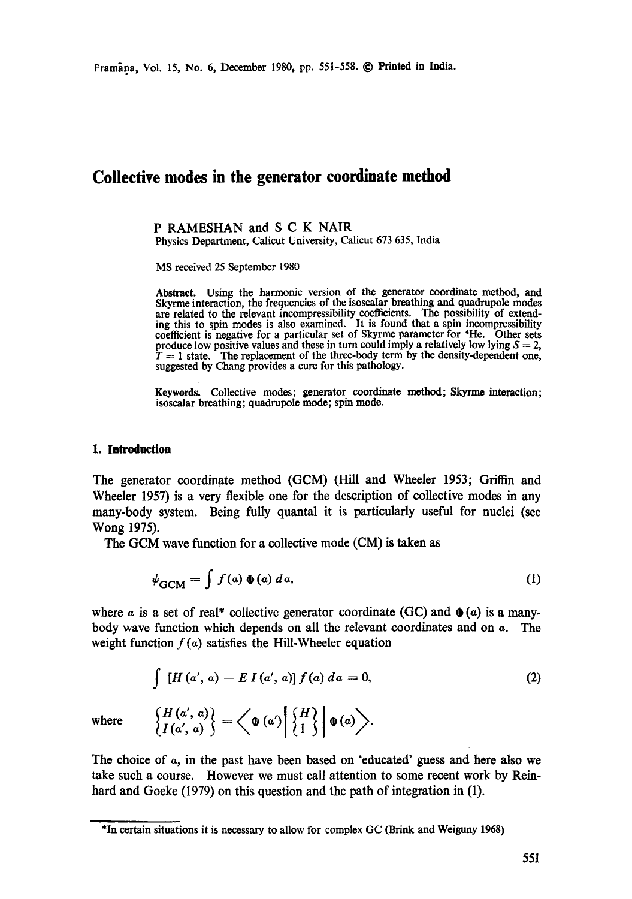# Collective modes in the generator coordinate method

P RAMESHAN and S C K NAIR
Physics Department, Calicut University, Calicut 673 635, India

MS received 25 September 1980

**Abstract.** Using the harmonic version of the generator coordinate method, and Skyrme interaction, the frequencies of the isoscalar breathing and quadrupole modes are related to the relevant incompressibility coefficients. The possibility of extending this to spin modes is also examined. It is found that a spin incompressibility coefficient is negative for a particular set of Skyrme parameter for $^4$He. Other sets produce low positive values and these in turn could imply a relatively low lying $S = 2$, $T = 1$ state. The replacement of the three-body term by the density-dependent one, suggested by Chang provides a cure for this pathology.

**Keywords.** Collective modes; generator coordinate method; Skyrme interaction; isoscalar breathing; quadrupole mode; spin mode.

## 1. Introduction

The generator coordinate method (GCM) (Hill and Wheeler 1953; Griffin and Wheeler 1957) is a very flexible one for the description of collective modes in any many-body system. Being fully quantal it is particularly useful for nuclei (see Wong 1975).

The GCM wave function for a collective mode (CM) is taken as

$$\psi_{\text{GCM}} = \int f(\alpha)\, \Phi(\alpha)\, d\alpha, \tag{1}$$

where $\alpha$ is a set of real* collective generator coordinate (GC) and $\Phi(\alpha)$ is a many-body wave function which depends on all the relevant coordinates and on $\alpha$. The weight function $f(\alpha)$ satisfies the Hill-Wheeler equation

$$\int [H(\alpha', \alpha) - E\, I(\alpha', \alpha)]\, f(\alpha)\, d\alpha = 0, \tag{2}$$

where $\begin{Bmatrix} H(\alpha', \alpha) \\ I(\alpha', \alpha) \end{Bmatrix} = \left\langle \Phi(\alpha') \middle| \begin{Bmatrix} H \\ 1 \end{Bmatrix} \middle| \Phi(\alpha) \right\rangle.$

The choice of $\alpha$, in the past have been based on 'educated' guess and here also we take such a course. However we must call attention to some recent work by Reinhard and Goeke (1979) on this question and the path of integration in (1).

*In certain situations it is necessary to allow for complex GC (Brink and Weiguny 1968)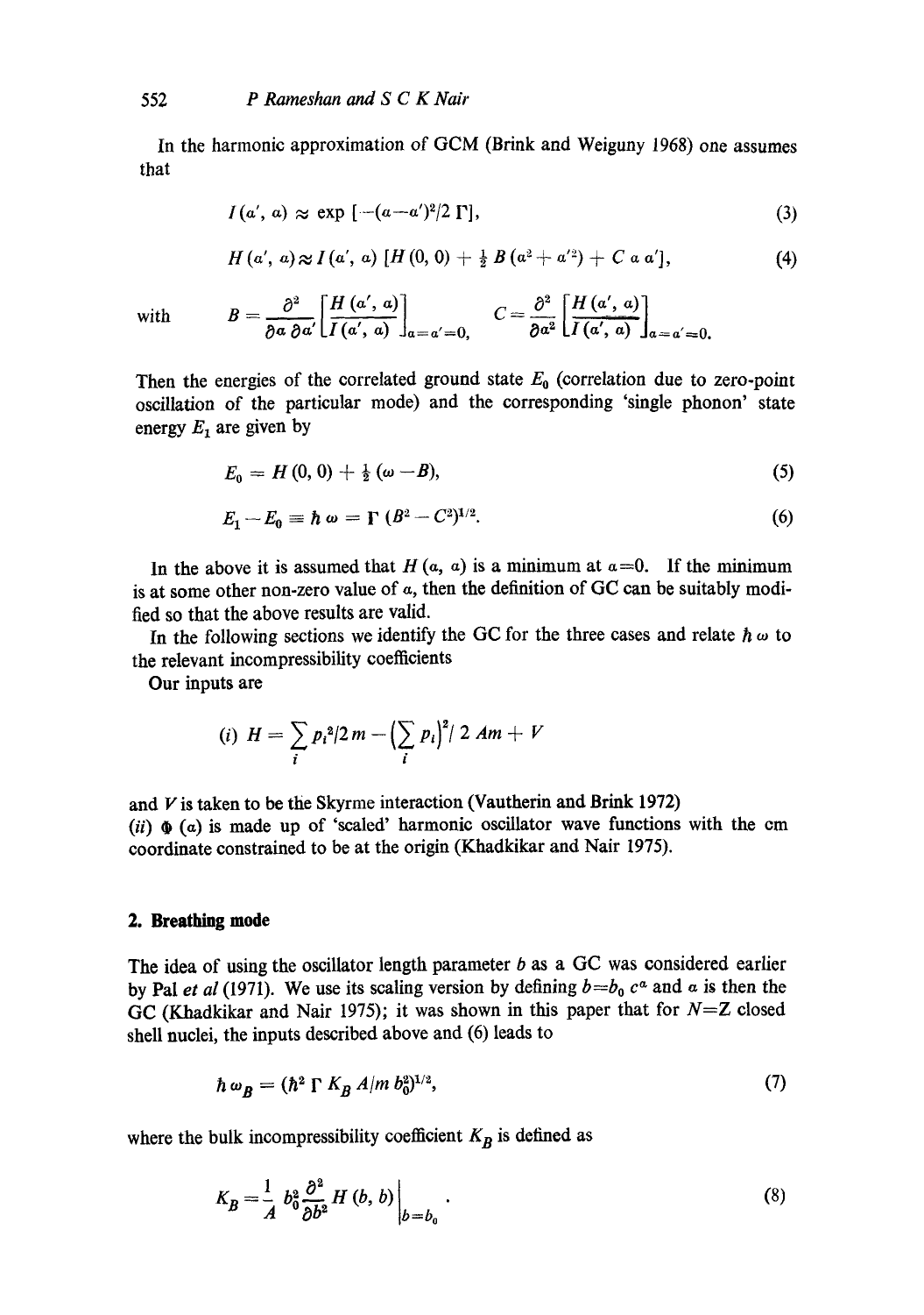In the harmonic approximation of GCM (Brink and Weiguny 1968) one assumes that

$$I(a', a) \approx \exp\left[-(a-a')^2/2\,\Gamma\right], \tag{3}$$

$$H(a', a) \approx I(a', a)\left[H(0,0) + \tfrac{1}{2}B(a^2 + a'^2) + C\,a\,a'\right], \tag{4}$$

with $B = \dfrac{\partial^2}{\partial a\,\partial a'}\left[\dfrac{H(a', a)}{I(a', a)}\right]_{a=a'=0}$, $\quad C = \dfrac{\partial^2}{\partial a^2}\left[\dfrac{H(a', a)}{I(a', a)}\right]_{a=a'=0}.$

Then the energies of the correlated ground state $E_0$ (correlation due to zero-point oscillation of the particular mode) and the corresponding 'single phonon' state energy $E_1$ are given by

$$E_0 = H(0,0) + \tfrac{1}{2}(\omega - B), \tag{5}$$

$$E_1 - E_0 \equiv \hbar\,\omega = \Gamma\,(B^2 - C^2)^{1/2}. \tag{6}$$

In the above it is assumed that $H(a, a)$ is a minimum at $a=0$. If the minimum is at some other non-zero value of $a$, then the definition of GC can be suitably modified so that the above results are valid.

In the following sections we identify the GC for the three cases and relate $\hbar\,\omega$ to the relevant incompressibility coefficients

Our inputs are

(*i*) $H = \sum\limits_i p_i^2/2m - \left(\sum\limits_i p_i\right)^2 / 2\,Am + V$

and $V$ is taken to be the Skyrme interaction (Vautherin and Brink 1972)

(*ii*) $\Phi(a)$ is made up of 'scaled' harmonic oscillator wave functions with the cm coordinate constrained to be at the origin (Khadkikar and Nair 1975).

## 2. Breathing mode

The idea of using the oscillator length parameter $b$ as a GC was considered earlier by Pal *et al* (1971). We use its scaling version by defining $b = b_0\,c^a$ and $a$ is then the GC (Khadkikar and Nair 1975); it was shown in this paper that for $N=Z$ closed shell nuclei, the inputs described above and (6) leads to

$$\hbar\,\omega_B = (\hbar^2\,\Gamma\,K_B\,A/m\,b_0^2)^{1/2}, \tag{7}$$

where the bulk incompressibility coefficient $K_B$ is defined as

$$K_B = \frac{1}{A}\,b_0^2\,\frac{\partial^2}{\partial b^2}\,H(b, b)\bigg|_{b=b_0}. \tag{8}$$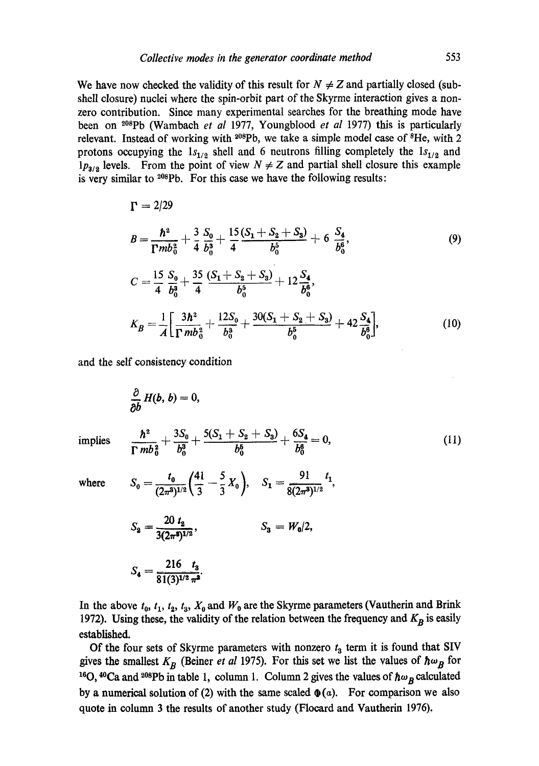We have now checked the validity of this result for $N \neq Z$ and partially closed (sub-shell closure) nuclei where the spin-orbit part of the Skyrme interaction gives a non-zero contribution. Since many experimental searches for the breathing mode have been on $^{208}$Pb (Wambach *et al* 1977, Youngblood *et al* 1977) this is particularly relevant. Instead of working with $^{208}$Pb, we take a simple model case of $^{8}$He, with 2 protons occupying the $1s_{1/2}$ shell and 6 neutrons filling completely the $1s_{1/2}$ and $1p_{3/2}$ levels. From the point of view $N \neq Z$ and partial shell closure this example is very similar to $^{208}$Pb. For this case we have the following results:

$$\Gamma = 2/29$$

$$B = \frac{\hbar^2}{\Gamma m b_0^2} + \frac{3}{4}\frac{S_0}{b_0^3} + \frac{15}{4}\frac{(S_1 + S_2 + S_3)}{b_0^5} + 6\,\frac{S_4}{b_0^6}, \tag{9}$$

$$C = \frac{15}{4}\frac{S_0}{b_0^3} + \frac{35}{4}\frac{(S_1 + S_2 + S_3)}{b_0^5} + 12\frac{S_4}{b_0^6},$$

$$K_B = \frac{1}{A}\left[\frac{3\hbar^2}{\Gamma m b_0^2} + \frac{12 S_0}{b_0^3} + \frac{30(S_1 + S_2 + S_3)}{b_0^5} + 42\frac{S_4}{b_0^6}\right], \tag{10}$$

and the self consistency condition

$$\frac{\partial}{\partial b} H(b, b) = 0,$$

implies
$$\frac{\hbar^2}{\Gamma m b_0^2} + \frac{3S_0}{b_0^3} + \frac{5(S_1 + S_2 + S_3)}{b_0^5} + \frac{6S_4}{b_0^6} = 0, \tag{11}$$

where
$$S_0 = \frac{t_0}{(2\pi^3)^{1/2}}\left(\frac{41}{3} - \frac{5}{3}X_0\right), \quad S_1 = \frac{91}{8(2\pi^3)^{1/2}}\,t_1,$$

$$S_2 = \frac{20\,t_2}{3(2\pi^3)^{1/2}}, \qquad S_3 = W_0/2,$$

$$S_4 = \frac{216}{81(3)^{1/2}\pi^3}\,t_3.$$

In the above $t_0$, $t_1$, $t_2$, $t_3$, $X_0$ and $W_0$ are the Skyrme parameters (Vautherin and Brink 1972). Using these, the validity of the relation between the frequency and $K_B$ is easily established.

Of the four sets of Skyrme parameters with nonzero $t_3$ term it is found that SIV gives the smallest $K_B$ (Beiner *et al* 1975). For this set we list the values of $\hbar\omega_B$ for $^{16}$O, $^{40}$Ca and $^{208}$Pb in table 1, column 1. Column 2 gives the values of $\hbar\omega_B$ calculated by a numerical solution of (2) with the same scaled $\Phi(\alpha)$. For comparison we also quote in column 3 the results of another study (Flocard and Vautherin 1976).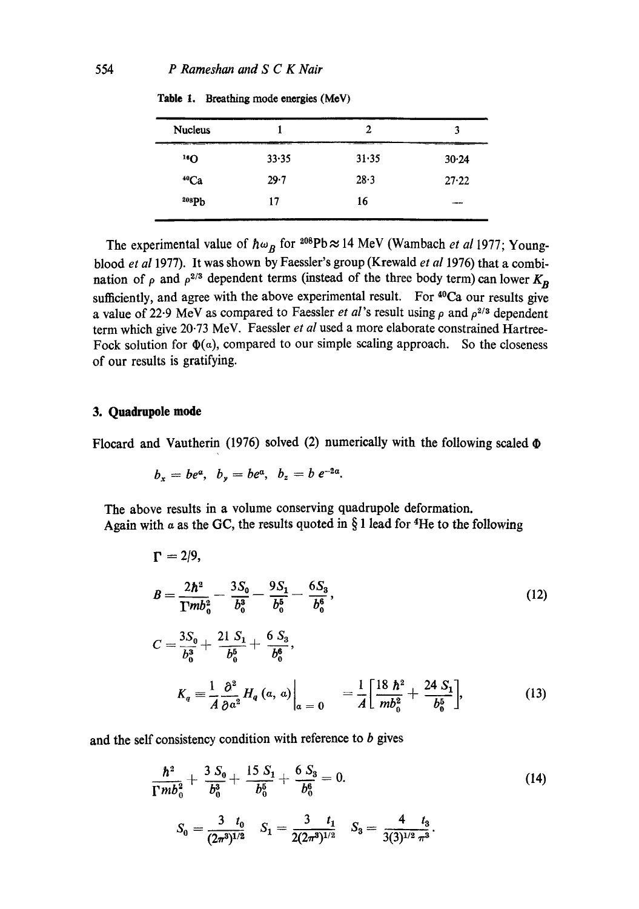**Table 1.** Breathing mode energies (MeV)

| Nucleus | 1 | 2 | 3 |
|---|---|---|---|
| $^{16}$O | 33·35 | 31·35 | 30·24 |
| $^{40}$Ca | 29·7 | 28·3 | 27·22 |
| $^{208}$Pb | 17 | 16 | — |

The experimental value of $\hbar\omega_B$ for $^{208}$Pb $\approx$ 14 MeV (Wambach *et al* 1977; Youngblood *et al* 1977). It was shown by Faessler's group (Krewald *et al* 1976) that a combination of $\rho$ and $\rho^{2/3}$ dependent terms (instead of the three body term) can lower $K_B$ sufficiently, and agree with the above experimental result. For $^{40}$Ca our results give a value of 22·9 MeV as compared to Faessler *et al*'s result using $\rho$ and $\rho^{2/3}$ dependent term which give 20·73 MeV. Faessler *et al* used a more elaborate constrained Hartree-Fock solution for $\Phi(a)$, compared to our simple scaling approach. So the closeness of our results is gratifying.

## 3. Quadrupole mode

Flocard and Vautherin (1976) solved (2) numerically with the following scaled $\Phi$

$$b_x = be^{a}, \quad b_y = be^{a}, \quad b_z = b\, e^{-2a}.$$

The above results in a volume conserving quadrupole deformation.
Again with $a$ as the GC, the results quoted in § 1 lead for $^4$He to the following

$$\Gamma = 2/9,$$

$$B = \frac{2\hbar^2}{\Gamma m b_0^2} - \frac{3S_0}{b_0^3} - \frac{9S_1}{b_0^5} - \frac{6S_3}{b_0^6}, \tag{12}$$

$$C = \frac{3S_0}{b_0^3} + \frac{21\, S_1}{b_0^5} + \frac{6\, S_3}{b_0^6},$$

$$K_q = \frac{1}{A}\frac{\partial^2}{\partial a^2} H_q(a, a)\bigg|_{a=0} = \frac{1}{A}\left[\frac{18\,\hbar^2}{m b_0^2} + \frac{24\, S_1}{b_0^5}\right], \tag{13}$$

and the self consistency condition with reference to $b$ gives

$$\frac{\hbar^2}{\Gamma m b_0^2} + \frac{3\, S_0}{b_0^3} + \frac{15\, S_1}{b_0^5} + \frac{6\, S_3}{b_0^6} = 0. \tag{14}$$

$$S_0 = \frac{3\ t_0}{(2\pi^3)^{1/2}} \quad S_1 = \frac{3\ t_1}{2(2\pi^3)^{1/2}} \quad S_3 = \frac{4\ t_3}{3(3)^{1/2}\,\pi^3}.$$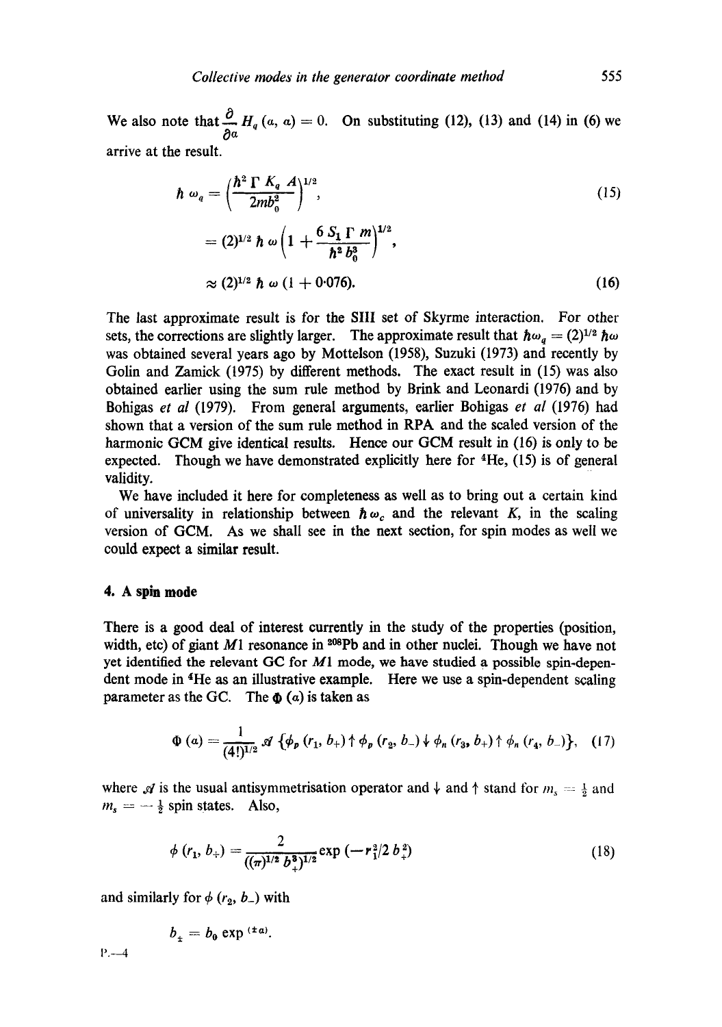We also note that $\frac{\partial}{\partial a} H_q(a, a) = 0$. On substituting (12), (13) and (14) in (6) we arrive at the result.

$$\hbar \omega_q = \left( \frac{\hbar^2 \Gamma K_q A}{2mb_0^2} \right)^{1/2}, \tag{15}$$

$$= (2)^{1/2} \hbar \omega \left(1 + \frac{6 S_1 \Gamma m}{\hbar^2 b_0^3}\right)^{1/2},$$

$$\approx (2)^{1/2} \hbar \omega (1 + 0{\cdot}076). \tag{16}$$

The last approximate result is for the SIII set of Skyrme interaction. For other sets, the corrections are slightly larger. The approximate result that $\hbar\omega_q = (2)^{1/2} \hbar\omega$ was obtained several years ago by Mottelson (1958), Suzuki (1973) and recently by Golin and Zamick (1975) by different methods. The exact result in (15) was also obtained earlier using the sum rule method by Brink and Leonardi (1976) and by Bohigas *et al* (1979). From general arguments, earlier Bohigas *et al* (1976) had shown that a version of the sum rule method in RPA and the scaled version of the harmonic GCM give identical results. Hence our GCM result in (16) is only to be expected. Though we have demonstrated explicitly here for $^4$He, (15) is of general validity.

We have included it here for completeness as well as to bring out a certain kind of universality in relationship between $\hbar \omega_c$ and the relevant $K$, in the scaling version of GCM. As we shall see in the next section, for spin modes as well we could expect a similar result.

## 4. A spin mode

There is a good deal of interest currently in the study of the properties (position, width, etc) of giant $M1$ resonance in $^{208}$Pb and in other nuclei. Though we have not yet identified the relevant GC for $M1$ mode, we have studied a possible spin-dependent mode in $^4$He as an illustrative example. Here we use a spin-dependent scaling parameter as the GC. The $\Phi(a)$ is taken as

$$\Phi(a) = \frac{1}{(4!)^{1/2}} \mathcal{A} \{\phi_p(r_1, b_+) \uparrow \phi_p(r_2, b_-) \downarrow \phi_n(r_3, b_+) \uparrow \phi_n(r_4, b_-)\}, \tag{17}$$

where $\mathcal{A}$ is the usual antisymmetrisation operator and $\downarrow$ and $\uparrow$ stand for $m_s = \frac{1}{2}$ and $m_s = -\frac{1}{2}$ spin states. Also,

$$\phi(r_1, b_+) = \frac{2}{((\pi)^{1/2} b_+^3)^{1/2}} \exp(-r_1^2/2 b_+^2) \tag{18}$$

and similarly for $\phi(r_2, b_-)$ with

$$b_\pm = b_0 \exp^{(\pm a)}.$$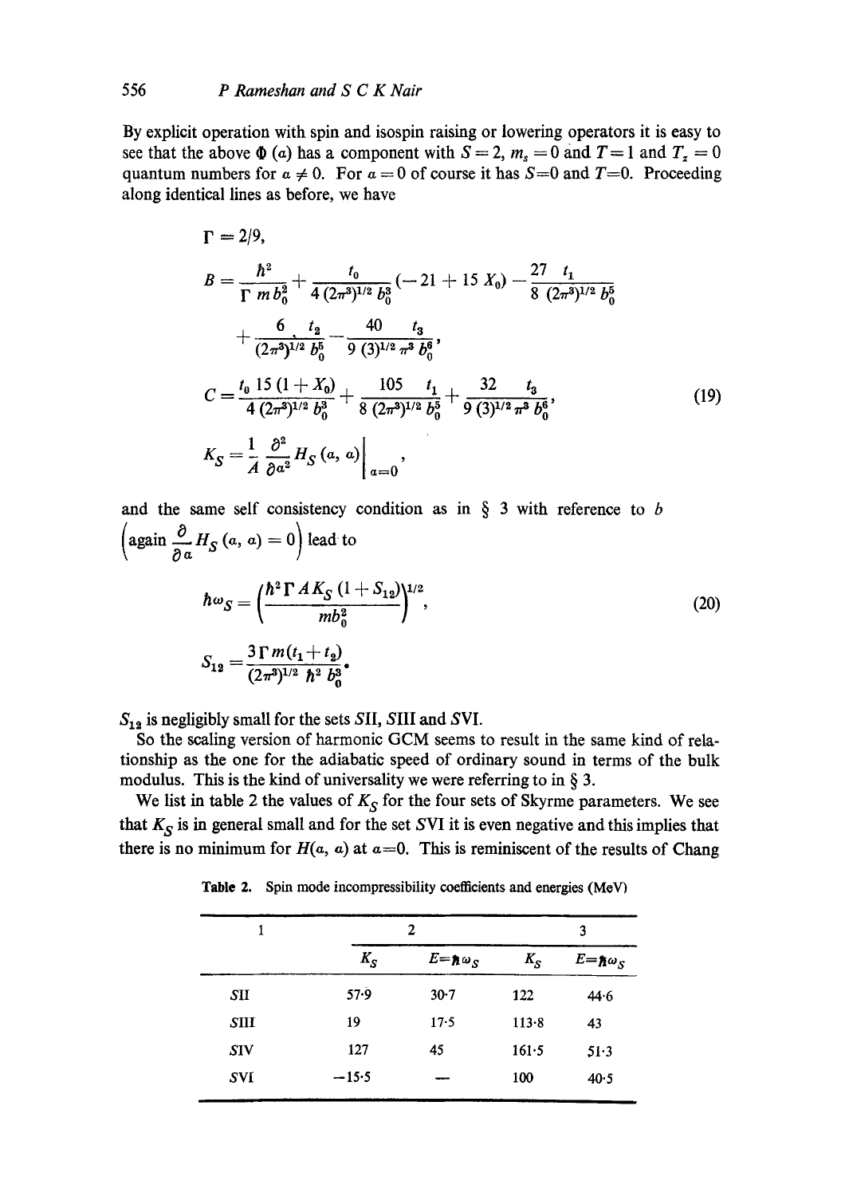By explicit operation with spin and isospin raising or lowering operators it is easy to see that the above $\Phi(a)$ has a component with $S=2$, $m_s=0$ and $T=1$ and $T_z=0$ quantum numbers for $a \neq 0$. For $a=0$ of course it has $S=0$ and $T=0$. Proceeding along identical lines as before, we have

$$
\begin{aligned}
\Gamma &= 2/9, \\
B &= \frac{\hbar^2}{\Gamma\, m b_0^2} + \frac{t_0}{4\,(2\pi^3)^{1/2}\, b_0^3}(-21 + 15\, X_0) - \frac{27}{8}\,\frac{t_1}{(2\pi^3)^{1/2}\, b_0^5} \\
&\quad + \frac{6\quad t_2}{(2\pi^3)^{1/2}\, b_0^5} - \frac{40}{9\,(3)^{1/2}}\,\frac{t_3}{\pi^3\, b_0^6}, \\
C &= \frac{t_0\; 15\,(1+X_0)}{4\,(2\pi^3)^{1/2}\, b_0^3} + \frac{105}{8\,(2\pi^3)^{1/2}}\,\frac{t_1}{b_0^5} + \frac{32}{9\,(3)^{1/2}}\,\frac{t_3}{\pi^3\, b_0^6}, \\
K_S &= \frac{1}{A}\,\frac{\partial^2}{\partial a^2} H_S(a, a)\bigg|_{a=0},
\end{aligned}
\tag{19}
$$

and the same self consistency condition as in § 3 with reference to $b$ $\left(\text{again } \dfrac{\partial}{\partial a} H_S(a, a) = 0\right)$ lead to

$$
\begin{aligned}
\hbar\omega_S &= \left(\frac{\hbar^2\,\Gamma\, A\, K_S\,(1+S_{12})}{m b_0^2}\right)^{1/2}, \\
S_{12} &= \frac{3\,\Gamma\, m\,(t_1+t_2)}{(2\pi^3)^{1/2}\,\hbar^2\, b_0^3}.
\end{aligned}
\tag{20}
$$

$S_{12}$ is negligibly small for the sets SII, SIII and SVI.

So the scaling version of harmonic GCM seems to result in the same kind of relationship as the one for the adiabatic speed of ordinary sound in terms of the bulk modulus. This is the kind of universality we were referring to in § 3.

We list in table 2 the values of $K_S$ for the four sets of Skyrme parameters. We see that $K_S$ is in general small and for the set SVI it is even negative and this implies that there is no minimum for $H(a, a)$ at $a=0$. This is reminiscent of the results of Chang

**Table 2.** Spin mode incompressibility coefficients and energies (MeV)

| 1 | 2 | | 3 | |
|---|---|---|---|---|
| | $K_S$ | $E=\hbar\omega_S$ | $K_S$ | $E=\hbar\omega_S$ |
| SII | 57·9 | 30·7 | 122 | 44·6 |
| SIII | 19 | 17·5 | 113·8 | 43 |
| SIV | 127 | 45 | 161·5 | 51·3 |
| SVI | −15·5 | — | 100 | 40·5 |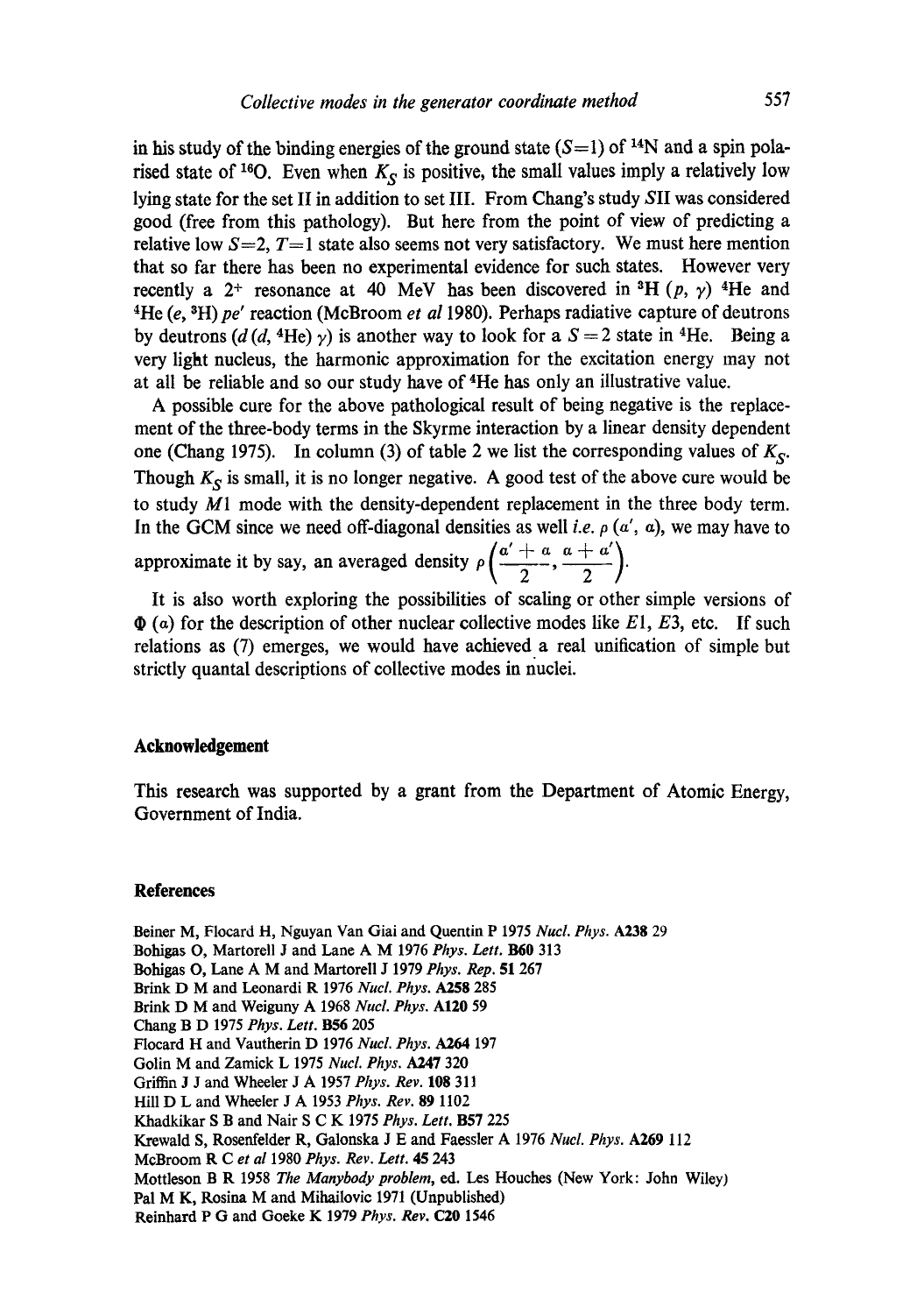in his study of the binding energies of the ground state ($S=1$) of $^{14}$N and a spin polarised state of $^{16}$O. Even when $K_S$ is positive, the small values imply a relatively low lying state for the set II in addition to set III. From Chang's study SII was considered good (free from this pathology). But here from the point of view of predicting a relative low $S=2$, $T=1$ state also seems not very satisfactory. We must here mention that so far there has been no experimental evidence for such states. However very recently a $2^+$ resonance at 40 MeV has been discovered in $^3$H $(p, \gamma)$ $^4$He and $^4$He $(e, {}^3\text{H})$ $pe'$ reaction (McBroom *et al* 1980). Perhaps radiative capture of deutrons by deutrons ($d$ ($d$, $^4$He) $\gamma$) is another way to look for a $S=2$ state in $^4$He. Being a very light nucleus, the harmonic approximation for the excitation energy may not at all be reliable and so our study have of $^4$He has only an illustrative value.

A possible cure for the above pathological result of being negative is the replacement of the three-body terms in the Skyrme interaction by a linear density dependent one (Chang 1975). In column (3) of table 2 we list the corresponding values of $K_S$. Though $K_S$ is small, it is no longer negative. A good test of the above cure would be to study $M1$ mode with the density-dependent replacement in the three body term. In the GCM since we need off-diagonal densities as well *i.e.* $\rho$ ($a'$, $a$), we may have to approximate it by say, an averaged density $\rho\left(\frac{a'+a}{2}, \frac{a+a'}{2}\right)$.

It is also worth exploring the possibilities of scaling or other simple versions of $\Phi$ ($a$) for the description of other nuclear collective modes like $E1$, $E3$, etc. If such relations as (7) emerges, we would have achieved a real unification of simple but strictly quantal descriptions of collective modes in nuclei.

## Acknowledgement

This research was supported by a grant from the Department of Atomic Energy, Government of India.

## References

Beiner M, Flocard H, Nguyan Van Giai and Quentin P 1975 *Nucl. Phys.* **A238** 29
Bohigas O, Martorell J and Lane A M 1976 *Phys. Lett.* **B60** 313
Bohigas O, Lane A M and Martorell J 1979 *Phys. Rep.* **51** 267
Brink D M and Leonardi R 1976 *Nucl. Phys.* **A258** 285
Brink D M and Weiguny A 1968 *Nucl. Phys.* **A120** 59
Chang B D 1975 *Phys. Lett.* **B56** 205
Flocard H and Vautherin D 1976 *Nucl. Phys.* **A264** 197
Golin M and Zamick L 1975 *Nucl. Phys.* **A247** 320
Griffin J J and Wheeler J A 1957 *Phys. Rev.* **108** 311
Hill D L and Wheeler J A 1953 *Phys. Rev.* **89** 1102
Khadkikar S B and Nair S C K 1975 *Phys. Lett.* **B57** 225
Krewald S, Rosenfelder R, Galonska J E and Faessler A 1976 *Nucl. Phys.* **A269** 112
McBroom R C *et al* 1980 *Phys. Rev. Lett.* **45** 243
Mottleson B R 1958 *The Manybody problem*, ed. Les Houches (New York: John Wiley)
Pal M K, Rosina M and Mihailovic 1971 (Unpublished)
Reinhard P G and Goeke K 1979 *Phys. Rev.* **C20** 1546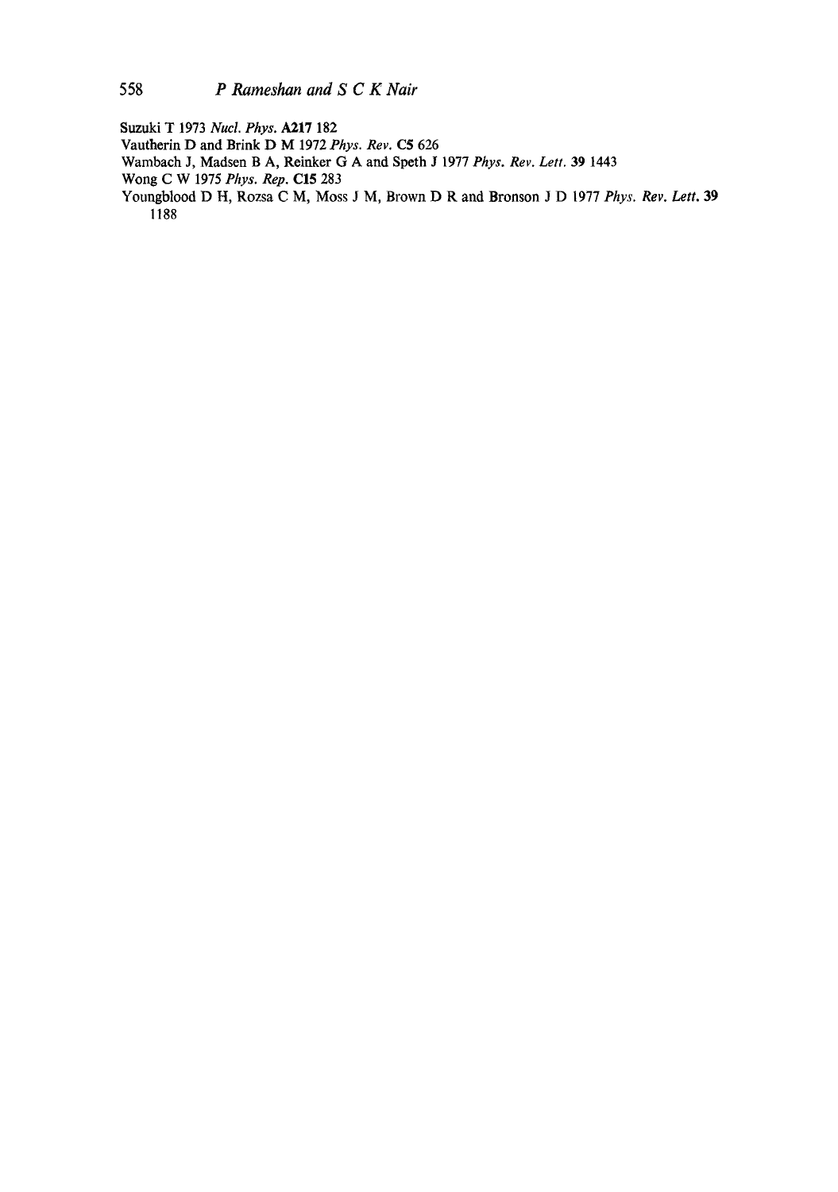Suzuki T 1973 *Nucl. Phys.* **A217** 182

Vautherin D and Brink D M 1972 *Phys. Rev.* **C5** 626

Wambach J, Madsen B A, Reinker G A and Speth J 1977 *Phys. Rev. Lett.* **39** 1443

Wong C W 1975 *Phys. Rep.* **C15** 283

Youngblood D H, Rozsa C M, Moss J M, Brown D R and Bronson J D 1977 *Phys. Rev. Lett.* **39** 1188